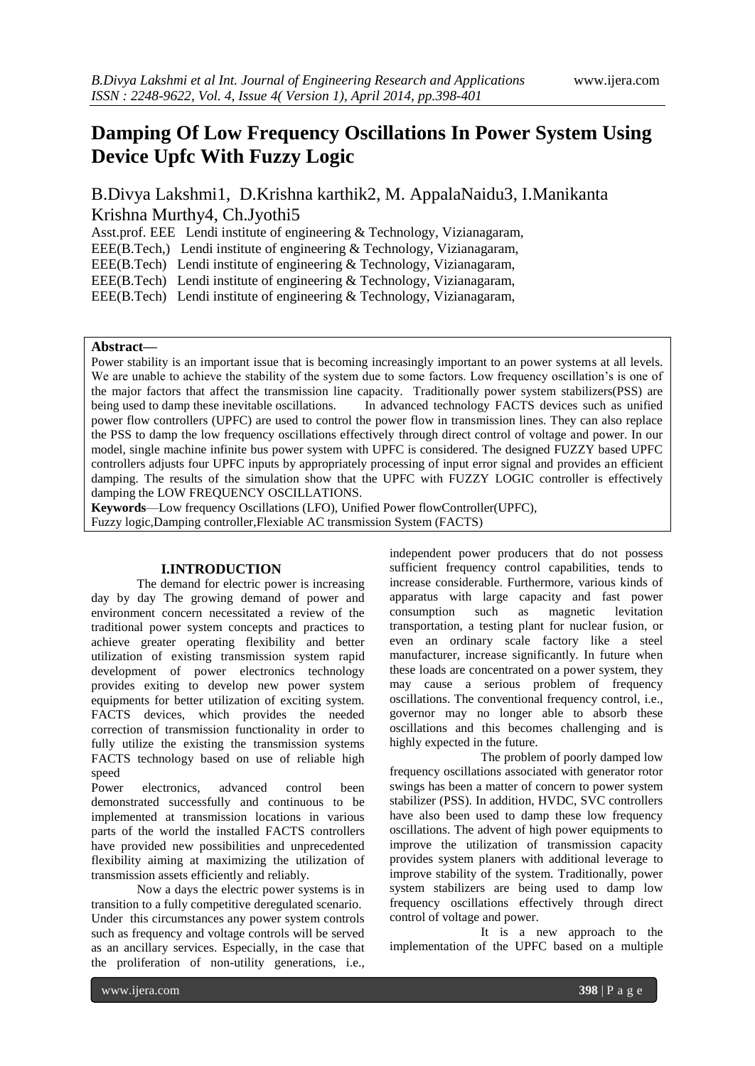# Damping Of Low Frequency Oscillations In Power System Using Device Upfc With Fuzzy Logic

B.Divya Lakshmi1, D.Krishna karthik2, M. AppalaNaidu3, I.Manikanta Krishna Murthy4, Ch.Jyothi5

Asst.prof. EEE Lendi institute of engineering & Technology, Vizianagaram,
EEE(B.Tech,) Lendi institute of engineering & Technology, Vizianagaram,
EEE(B.Tech) Lendi institute of engineering & Technology, Vizianagaram,
EEE(B.Tech) Lendi institute of engineering & Technology, Vizianagaram,
EEE(B.Tech) Lendi institute of engineering & Technology, Vizianagaram,

**Abstract—**
Power stability is an important issue that is becoming increasingly important to an power systems at all levels. We are unable to achieve the stability of the system due to some factors. Low frequency oscillation's is one of the major factors that affect the transmission line capacity. Traditionally power system stabilizers(PSS) are being used to damp these inevitable oscillations. In advanced technology FACTS devices such as unified power flow controllers (UPFC) are used to control the power flow in transmission lines. They can also replace the PSS to damp the low frequency oscillations effectively through direct control of voltage and power. In our model, single machine infinite bus power system with UPFC is considered. The designed FUZZY based UPFC controllers adjusts four UPFC inputs by appropriately processing of input error signal and provides an efficient damping. The results of the simulation show that the UPFC with FUZZY LOGIC controller is effectively damping the LOW FREQUENCY OSCILLATIONS.

**Keywords**—Low frequency Oscillations (LFO), Unified Power flowController(UPFC), Fuzzy logic,Damping controller,Flexiable AC transmission System (FACTS)

## I.INTRODUCTION

The demand for electric power is increasing day by day The growing demand of power and environment concern necessitated a review of the traditional power system concepts and practices to achieve greater operating flexibility and better utilization of existing transmission system rapid development of power electronics technology provides exiting to develop new power system equipments for better utilization of exciting system. FACTS devices, which provides the needed correction of transmission functionality in order to fully utilize the existing the transmission systems FACTS technology based on use of reliable high speed
Power electronics, advanced control been demonstrated successfully and continuous to be implemented at transmission locations in various parts of the world the installed FACTS controllers have provided new possibilities and unprecedented flexibility aiming at maximizing the utilization of transmission assets efficiently and reliably.

Now a days the electric power systems is in transition to a fully competitive deregulated scenario. Under this circumstances any power system controls such as frequency and voltage controls will be served as an ancillary services. Especially, in the case that the proliferation of non-utility generations, i.e., independent power producers that do not possess sufficient frequency control capabilities, tends to increase considerable. Furthermore, various kinds of apparatus with large capacity and fast power consumption such as magnetic levitation transportation, a testing plant for nuclear fusion, or even an ordinary scale factory like a steel manufacturer, increase significantly. In future when these loads are concentrated on a power system, they may cause a serious problem of frequency oscillations. The conventional frequency control, i.e., governor may no longer able to absorb these oscillations and this becomes challenging and is highly expected in the future.

The problem of poorly damped low frequency oscillations associated with generator rotor swings has been a matter of concern to power system stabilizer (PSS). In addition, HVDC, SVC controllers have also been used to damp these low frequency oscillations. The advent of high power equipments to improve the utilization of transmission capacity provides system planers with additional leverage to improve stability of the system. Traditionally, power system stabilizers are being used to damp low frequency oscillations effectively through direct control of voltage and power.

It is a new approach to the implementation of the UPFC based on a multiple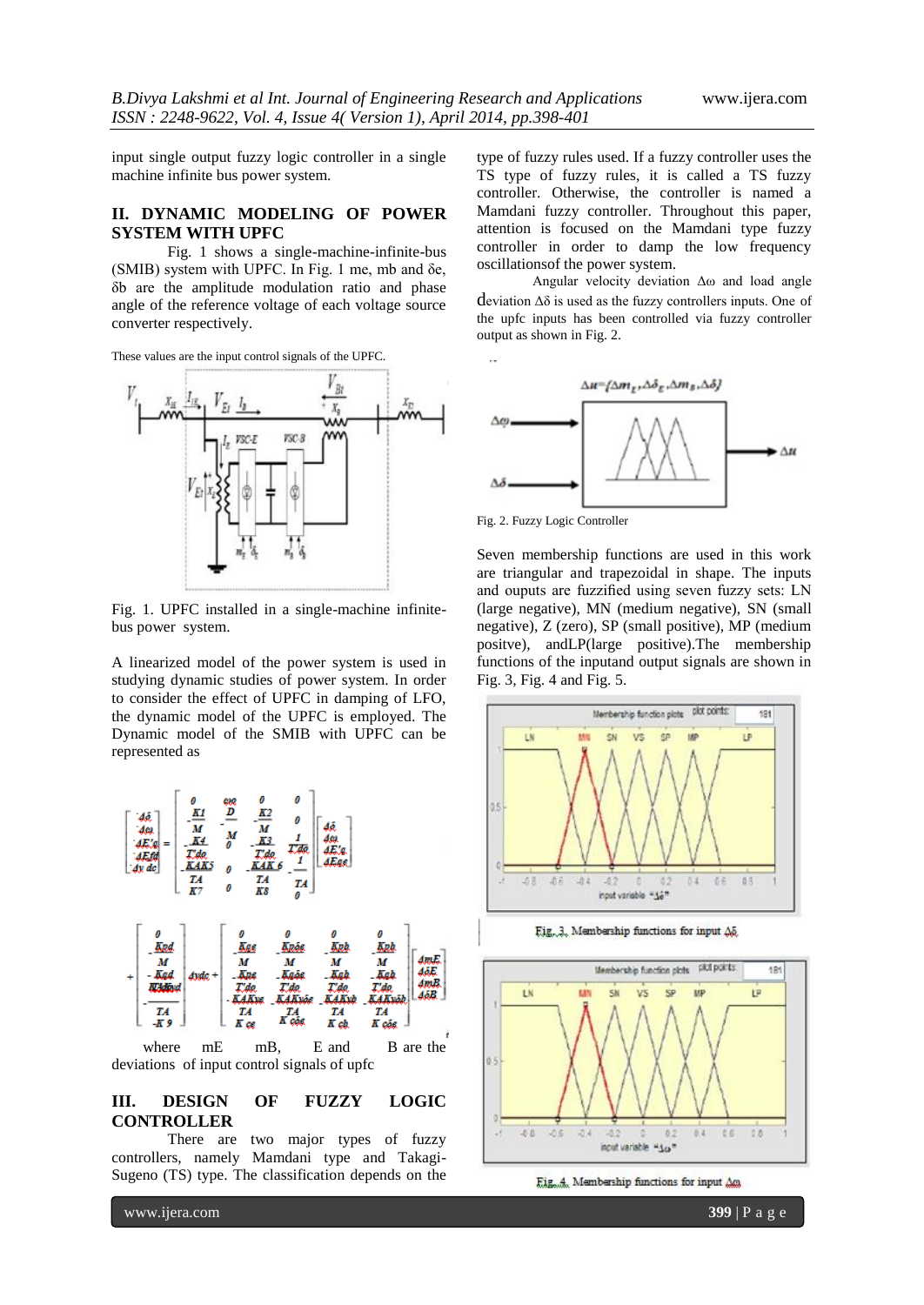input single output fuzzy logic controller in a single machine infinite bus power system.

## II. DYNAMIC MODELING OF POWER SYSTEM WITH UPFC

Fig. 1 shows a single-machine-infinite-bus (SMIB) system with UPFC. In Fig. 1 me, mb and δe, δb are the amplitude modulation ratio and phase angle of the reference voltage of each voltage source converter respectively.

These values are the input control signals of the UPFC.

Fig. 1. UPFC installed in a single-machine infinite-bus power system.

A linearized model of the power system is used in studying dynamic studies of power system. In order to consider the effect of UPFC in damping of LFO, the dynamic model of the UPFC is employed. The Dynamic model of the SMIB with UPFC can be represented as

$$\begin{bmatrix} \Delta\dot{\delta} \\ \Delta\dot{\omega} \\ \Delta\dot{E}'_q \\ \Delta\dot{E}_{fd} \\ \Delta\dot{v}_{dc} \end{bmatrix} = \begin{bmatrix} 0 & \omega_0 & 0 & 0 \\ -\frac{K1}{M} & -\frac{D}{M} & -\frac{K2}{M} & 0 \\ -\frac{K4}{T'_{do}} & 0 & -\frac{K3}{T'_{do}} & \frac{1}{T'_{do}} \\ -\frac{KAK5}{TA} & 0 & -\frac{KAK6}{TA} & -\frac{1}{TA} \\ K7 & 0 & K8 & 0 \end{bmatrix} \begin{bmatrix} \Delta\delta \\ \Delta\omega \\ \Delta E'_q \\ \Delta E_{fd} \end{bmatrix}$$

$$+ \begin{bmatrix} 0 \\ -\frac{Kpd}{M} \\ -\frac{Kqd}{T'_{do}} \\ -\frac{KAKvd}{TA} \\ -K9 \end{bmatrix} \Delta v_{dc} + \begin{bmatrix} 0 & 0 & 0 & 0 \\ -\frac{Kpe}{M} & -\frac{Kp\delta e}{M} & -\frac{Kpb}{M} & -\frac{Kp\delta b}{M} \\ -\frac{Kqe}{T'_{do}} & -\frac{Kq\delta e}{T'_{do}} & -\frac{Kqb}{T'_{do}} & -\frac{Kq\delta b}{T'_{do}} \\ -\frac{KAKve}{TA} & -\frac{KAKv\delta e}{TA} & -\frac{KAKvb}{TA} & -\frac{KAKv\delta b}{TA} \\ K_{ce} & K_{c\delta e} & K_{cb} & K_{c\delta b} \end{bmatrix} \begin{bmatrix} \Delta mE \\ \Delta\delta E \\ \Delta mB \\ \Delta\delta B \end{bmatrix}$$

where mE mB, E and B are the deviations of input control signals of upfc

## III. DESIGN OF FUZZY LOGIC CONTROLLER

There are two major types of fuzzy controllers, namely Mamdani type and Takagi-Sugeno (TS) type. The classification depends on the type of fuzzy rules used. If a fuzzy controller uses the TS type of fuzzy rules, it is called a TS fuzzy controller. Otherwise, the controller is named a Mamdani fuzzy controller. Throughout this paper, attention is focused on the Mamdani type fuzzy controller in order to damp the low frequency oscillationsof the power system.

Angular velocity deviation Δω and load angle deviation Δδ is used as the fuzzy controllers inputs. One of the upfc inputs has been controlled via fuzzy controller output as shown in Fig. 2.

Fig. 2. Fuzzy Logic Controller

Seven membership functions are used in this work are triangular and trapezoidal in shape. The inputs and ouputs are fuzzified using seven fuzzy sets: LN (large negative), MN (medium negative), SN (small negative), Z (zero), SP (small positive), MP (medium positve), andLP(large positive).The membership functions of the inputand output signals are shown in Fig. 3, Fig. 4 and Fig. 5.

Fig. 3. Membership functions for input Δδ

Fig. 4. Membership functions for input Δω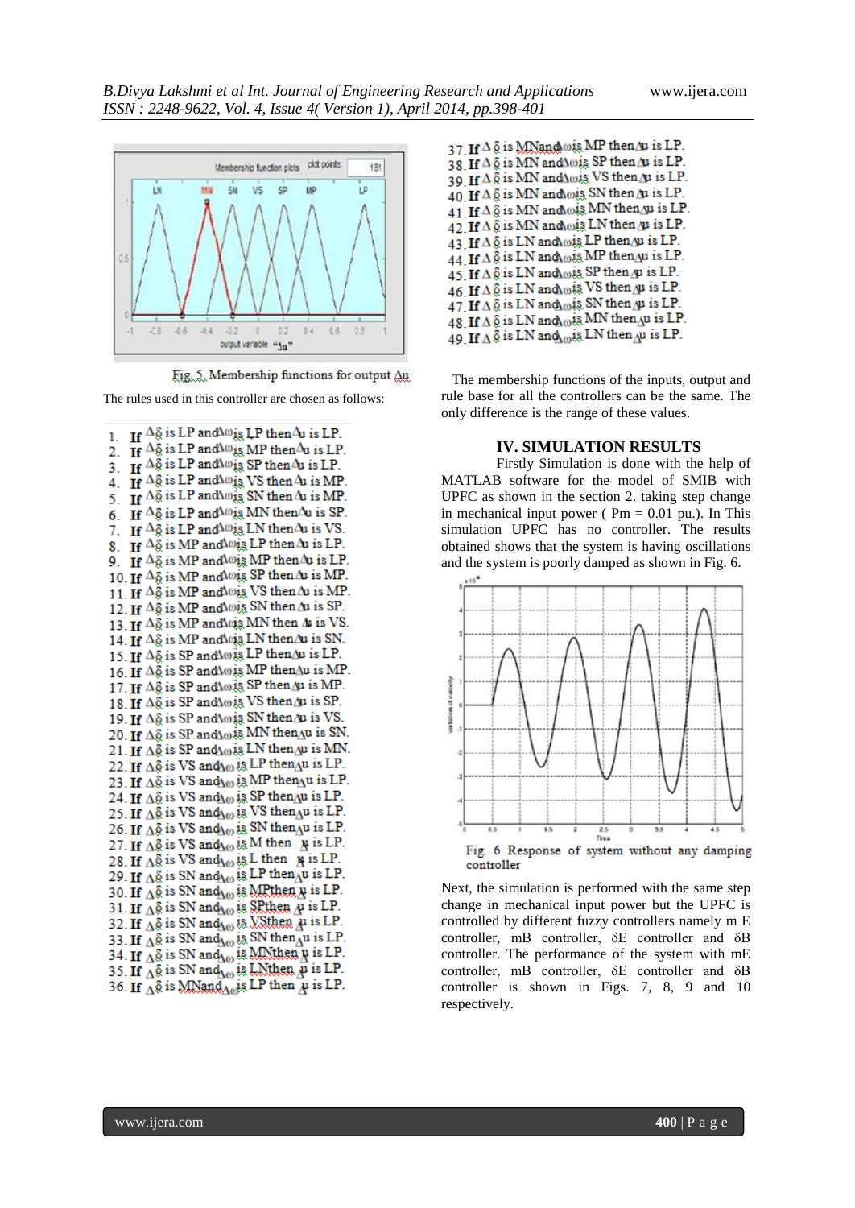Fig. 5. Membership functions for output $\Delta u$

The rules used in this controller are chosen as follows:

1. If $\Delta\delta$ is LP and $\Delta\omega$ is LP then $\Delta u$ is LP.
2. If $\Delta\delta$ is LP and $\Delta\omega$ is MP then $\Delta u$ is LP.
3. If $\Delta\delta$ is LP and $\Delta\omega$ is SP then $\Delta u$ is LP.
4. If $\Delta\delta$ is LP and $\Delta\omega$ is VS then $\Delta u$ is MP.
5. If $\Delta\delta$ is LP and $\Delta\omega$ is SN then $\Delta u$ is MP.
6. If $\Delta\delta$ is LP and $\Delta\omega$ is MN then $\Delta u$ is SP.
7. If $\Delta\delta$ is LP and $\Delta\omega$ is LN then $\Delta u$ is VS.
8. If $\Delta\delta$ is MP and $\Delta\omega$ is LP then $\Delta u$ is LP.
9. If $\Delta\delta$ is MP and $\Delta\omega$ is MP then $\Delta u$ is LP.
10. If $\Delta\delta$ is MP and $\Delta\omega$ is SP then $\Delta u$ is MP.
11. If $\Delta\delta$ is MP and $\Delta\omega$ is VS then $\Delta u$ is MP.
12. If $\Delta\delta$ is MP and $\Delta\omega$ is SN then $\Delta u$ is SP.
13. If $\Delta\delta$ is MP and $\Delta\omega$ is MN then $\Delta u$ is VS.
14. If $\Delta\delta$ is MP and $\Delta\omega$ is LN then $\Delta u$ is SN.
15. If $\Delta\delta$ is SP and $\Delta\omega$ is LP then $\Delta u$ is LP.
16. If $\Delta\delta$ is SP and $\Delta\omega$ is MP then $\Delta u$ is MP.
17. If $\Delta\delta$ is SP and $\Delta\omega$ is SP then $\Delta u$ is MP.
18. If $\Delta\delta$ is SP and $\Delta\omega$ is VS then $\Delta u$ is SP.
19. If $\Delta\delta$ is SP and $\Delta\omega$ is SN then $\Delta u$ is VS.
20. If $\Delta\delta$ is SP and $\Delta\omega$ is MN then $\Delta u$ is SN.
21. If $\Delta\delta$ is SP and $\Delta\omega$ is LN then $\Delta u$ is MN.
22. If $\Delta\delta$ is VS and $\Delta\omega$ is LP then $\Delta u$ is LP.
23. If $\Delta\delta$ is VS and $\Delta\omega$ is MP then $\Delta u$ is LP.
24. If $\Delta\delta$ is VS and $\Delta\omega$ is SP then $\Delta u$ is LP.
25. If $\Delta\delta$ is VS and $\Delta\omega$ is VS then $\Delta u$ is LP.
26. If $\Delta\delta$ is VS and $\Delta\omega$ is SN then $\Delta u$ is LP.
27. If $\Delta\delta$ is VS and $\Delta\omega$ is M then $\Delta u$ is LP.
28. If $\Delta\delta$ is VS and $\Delta\omega$ is L then $\Delta u$ is LP.
29. If $\Delta\delta$ is SN and $\Delta\omega$ is LP then $\Delta u$ is LP.
30. If $\Delta\delta$ is SN and $\Delta\omega$ is MPthen $\Delta u$ is LP.
31. If $\Delta\delta$ is SN and $\Delta\omega$ is SPthen $\Delta u$ is LP.
32. If $\Delta\delta$ is SN and $\Delta\omega$ is VSthen $\Delta u$ is LP.
33. If $\Delta\delta$ is SN and $\Delta\omega$ is SN then $\Delta u$ is LP.
34. If $\Delta\delta$ is SN and $\Delta\omega$ is MNthen $\Delta u$ is LP.
35. If $\Delta\delta$ is SN and $\Delta\omega$ is LNthen $\Delta u$ is LP.
36. If $\Delta\delta$ is MNand $\Delta\omega$ is LP then $\Delta u$ is LP.
37. If $\Delta\delta$ is MNand $\Delta\omega$ is MP then $\Delta u$ is LP.
38. If $\Delta\delta$ is MN and $\Delta\omega$ is SP then $\Delta u$ is LP.
39. If $\Delta\delta$ is MN and $\Delta\omega$ is VS then $\Delta u$ is LP.
40. If $\Delta\delta$ is MN and $\Delta\omega$ is SN then $\Delta u$ is LP.
41. If $\Delta\delta$ is MN and $\Delta\omega$ is MN then $\Delta u$ is LP.
42. If $\Delta\delta$ is MN and $\Delta\omega$ is LN then $\Delta u$ is LP.
43. If $\Delta\delta$ is LN and $\Delta\omega$ is LP then $\Delta u$ is LP.
44. If $\Delta\delta$ is LN and $\Delta\omega$ is MP then $\Delta u$ is LP.
45. If $\Delta\delta$ is LN and $\Delta\omega$ is SP then $\Delta u$ is LP.
46. If $\Delta\delta$ is LN and $\Delta\omega$ is VS then $\Delta u$ is LP.
47. If $\Delta\delta$ is LN and $\Delta\omega$ is SN then $\Delta u$ is LP.
48. If $\Delta\delta$ is LN and $\Delta\omega$ is MN then $\Delta u$ is LP.
49. If $\Delta\delta$ is LN and $\Delta\omega$ is LN then $\Delta u$ is LP.

The membership functions of the inputs, output and rule base for all the controllers can be the same. The only difference is the range of these values.

## IV. SIMULATION RESULTS

Firstly Simulation is done with the help of MATLAB software for the model of SMIB with UPFC as shown in the section 2. taking step change in mechanical input power ( Pm = 0.01 pu.). In This simulation UPFC has no controller. The results obtained shows that the system is having oscillations and the system is poorly damped as shown in Fig. 6.

Fig. 6 Response of system without any damping controller

Next, the simulation is performed with the same step change in mechanical input power but the UPFC is controlled by different fuzzy controllers namely m E controller, mB controller, δE controller and δB controller. The performance of the system with mE controller, mB controller, δE controller and δB controller is shown in Figs. 7, 8, 9 and 10 respectively.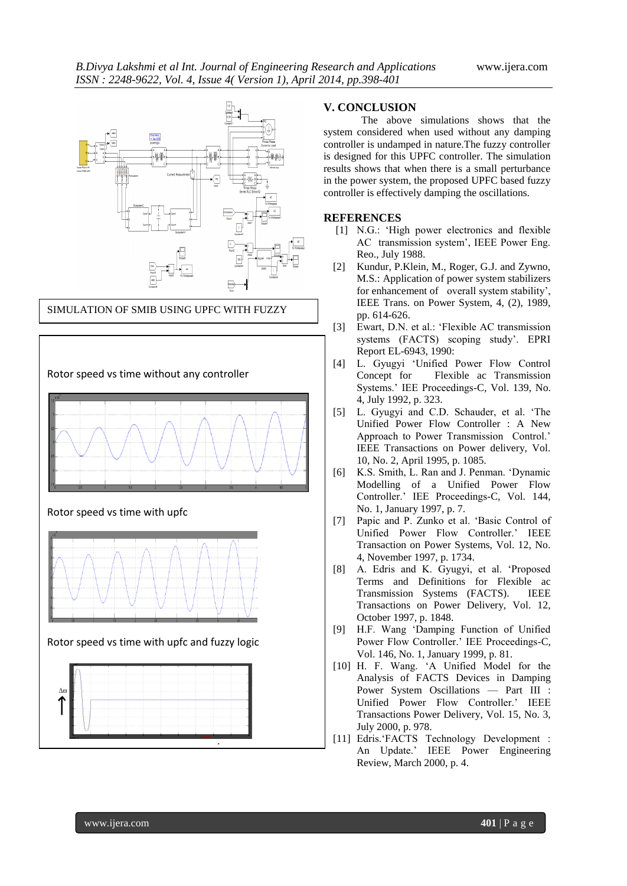SIMULATION OF SMIB USING UPFC WITH FUZZY

Rotor speed vs time without any controller

Rotor speed vs time with upfc

Rotor speed vs time with upfc and fuzzy logic

Δω

## V. CONCLUSION

The above simulations shows that the system considered when used without any damping controller is undamped in nature.The fuzzy controller is designed for this UPFC controller. The simulation results shows that when there is a small perturbance in the power system, the proposed UPFC based fuzzy controller is effectively damping the oscillations.

## REFERENCES

[1] N.G.: 'High power electronics and flexible AC transmission system', IEEE Power Eng. Reo., July 1988.

[2] Kundur, P.Klein, M., Roger, G.J. and Zywno, M.S.: Application of power system stabilizers for enhancement of overall system stability', IEEE Trans. on Power System, 4, (2), 1989, pp. 614-626.

[3] Ewart, D.N. et al.: 'Flexible AC transmission systems (FACTS) scoping study'. EPRI Report EL-6943, 1990:

[4] L. Gyugyi 'Unified Power Flow Control Concept for Flexible ac Transmission Systems.' IEE Proceedings-C, Vol. 139, No. 4, July 1992, p. 323.

[5] L. Gyugyi and C.D. Schauder, et al. 'The Unified Power Flow Controller : A New Approach to Power Transmission Control.' IEEE Transactions on Power delivery, Vol. 10, No. 2, April 1995, p. 1085.

[6] K.S. Smith, L. Ran and J. Penman. 'Dynamic Modelling of a Unified Power Flow Controller.' IEE Proceedings-C, Vol. 144, No. 1, January 1997, p. 7.

[7] Papic and P. Zunko et al. 'Basic Control of Unified Power Flow Controller.' IEEE Transaction on Power Systems, Vol. 12, No. 4, November 1997, p. 1734.

[8] A. Edris and K. Gyugyi, et al. 'Proposed Terms and Definitions for Flexible ac Transmission Systems (FACTS). IEEE Transactions on Power Delivery, Vol. 12, October 1997, p. 1848.

[9] H.F. Wang 'Damping Function of Unified Power Flow Controller.' IEE Proceedings-C, Vol. 146, No. 1, January 1999, p. 81.

[10] H. F. Wang. 'A Unified Model for the Analysis of FACTS Devices in Damping Power System Oscillations — Part III : Unified Power Flow Controller.' IEEE Transactions Power Delivery, Vol. 15, No. 3, July 2000, p. 978.

[11] Edris.'FACTS Technology Development : An Update.' IEEE Power Engineering Review, March 2000, p. 4.